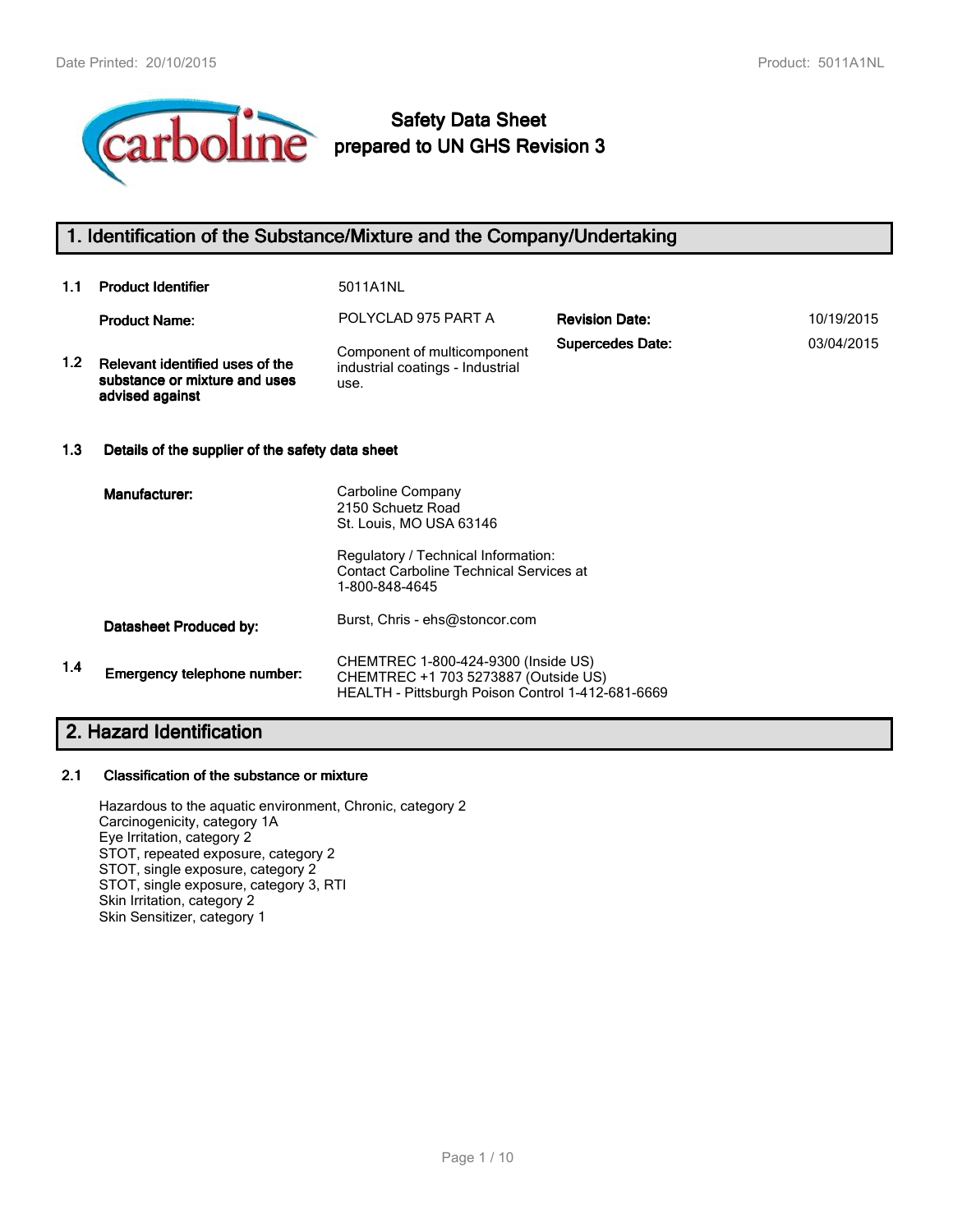# Safety Data Sheet
## prepared to UN GHS Revision 3

## 1. Identification of the Substance/Mixture and the Company/Undertaking

**1.1 Product Identifier** 5011A1NL

| | | | |
|---|---|---|---|
| **Product Name:** | POLYCLAD 975 PART A | **Revision Date:** | 10/19/2015 |
| **1.2 Relevant identified uses of the substance or mixture and uses advised against** | Component of multicomponent industrial coatings - Industrial use. | **Supercedes Date:** | 03/04/2015 |

**1.3 Details of the supplier of the safety data sheet**

**Manufacturer:**
Carboline Company
2150 Schuetz Road
St. Louis, MO USA 63146

Regulatory / Technical Information:
Contact Carboline Technical Services at
1-800-848-4645

**Datasheet Produced by:** Burst, Chris - ehs@stoncor.com

**1.4 Emergency telephone number:**
CHEMTREC 1-800-424-9300 (Inside US)
CHEMTREC +1 703 5273887 (Outside US)
HEALTH - Pittsburgh Poison Control 1-412-681-6669

## 2. Hazard Identification

**2.1 Classification of the substance or mixture**

Hazardous to the aquatic environment, Chronic, category 2
Carcinogenicity, category 1A
Eye Irritation, category 2
STOT, repeated exposure, category 2
STOT, single exposure, category 2
STOT, single exposure, category 3, RTI
Skin Irritation, category 2
Skin Sensitizer, category 1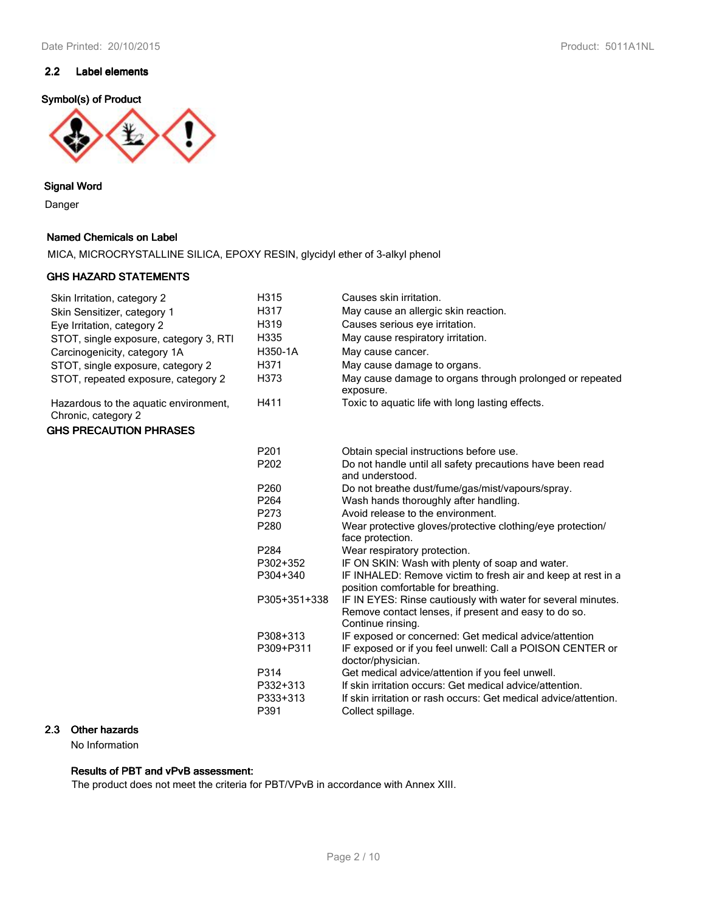## 2.2 Label elements

**Symbol(s) of Product**

**Signal Word**

Danger

**Named Chemicals on Label**

MICA, MICROCRYSTALLINE SILICA, EPOXY RESIN, glycidyl ether of 3-alkyl phenol

**GHS HAZARD STATEMENTS**

| | | |
|---|---|---|
| Skin Irritation, category 2 | H315 | Causes skin irritation. |
| Skin Sensitizer, category 1 | H317 | May cause an allergic skin reaction. |
| Eye Irritation, category 2 | H319 | Causes serious eye irritation. |
| STOT, single exposure, category 3, RTI | H335 | May cause respiratory irritation. |
| Carcinogenicity, category 1A | H350-1A | May cause cancer. |
| STOT, single exposure, category 2 | H371 | May cause damage to organs. |
| STOT, repeated exposure, category 2 | H373 | May cause damage to organs through prolonged or repeated exposure. |
| Hazardous to the aquatic environment, Chronic, category 2 | H411 | Toxic to aquatic life with long lasting effects. |

**GHS PRECAUTION PHRASES**

| | |
|---|---|
| P201 | Obtain special instructions before use. |
| P202 | Do not handle until all safety precautions have been read and understood. |
| P260 | Do not breathe dust/fume/gas/mist/vapours/spray. |
| P264 | Wash hands thoroughly after handling. |
| P273 | Avoid release to the environment. |
| P280 | Wear protective gloves/protective clothing/eye protection/ face protection. |
| P284 | Wear respiratory protection. |
| P302+352 | IF ON SKIN: Wash with plenty of soap and water. |
| P304+340 | IF INHALED: Remove victim to fresh air and keep at rest in a position comfortable for breathing. |
| P305+351+338 | IF IN EYES: Rinse cautiously with water for several minutes. Remove contact lenses, if present and easy to do so. Continue rinsing. |
| P308+313 | IF exposed or concerned: Get medical advice/attention |
| P309+P311 | IF exposed or if you feel unwell: Call a POISON CENTER or doctor/physician. |
| P314 | Get medical advice/attention if you feel unwell. |
| P332+313 | If skin irritation occurs: Get medical advice/attention. |
| P333+313 | If skin irritation or rash occurs: Get medical advice/attention. |
| P391 | Collect spillage. |

## 2.3 Other hazards

No Information

**Results of PBT and vPvB assessment:**

The product does not meet the criteria for PBT/VPvB in accordance with Annex XIII.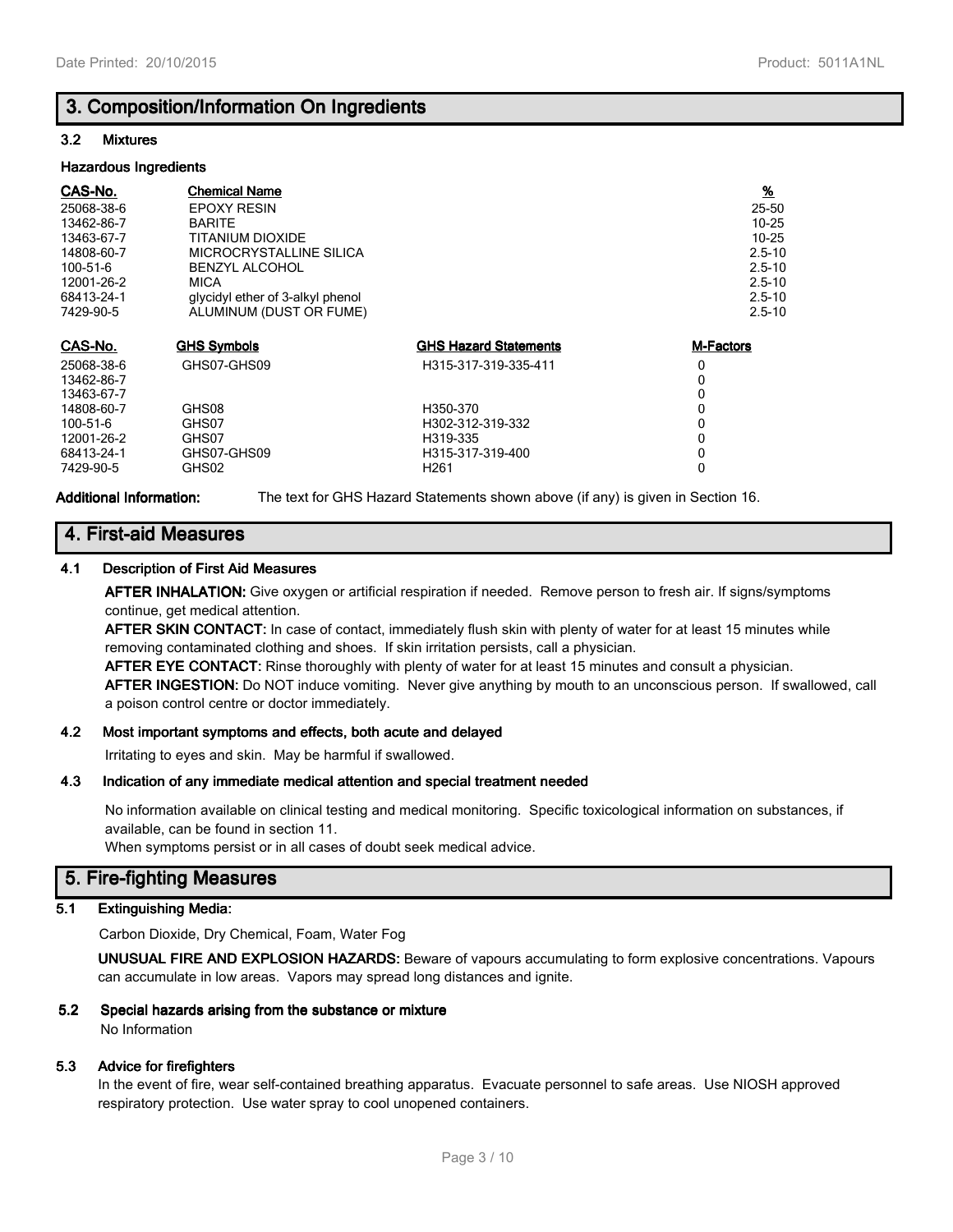## 3. Composition/Information On Ingredients

### 3.2 Mixtures

**Hazardous Ingredients**

| CAS-No. | Chemical Name | % |
|---|---|---|
| 25068-38-6 | EPOXY RESIN | 25-50 |
| 13462-86-7 | BARITE | 10-25 |
| 13463-67-7 | TITANIUM DIOXIDE | 10-25 |
| 14808-60-7 | MICROCRYSTALLINE SILICA | 2.5-10 |
| 100-51-6 | BENZYL ALCOHOL | 2.5-10 |
| 12001-26-2 | MICA | 2.5-10 |
| 68413-24-1 | glycidyl ether of 3-alkyl phenol | 2.5-10 |
| 7429-90-5 | ALUMINUM (DUST OR FUME) | 2.5-10 |

| CAS-No. | GHS Symbols | GHS Hazard Statements | M-Factors |
|---|---|---|---|
| 25068-38-6 | GHS07-GHS09 | H315-317-319-335-411 | 0 |
| 13462-86-7 | | | 0 |
| 13463-67-7 | | | 0 |
| 14808-60-7 | GHS08 | H350-370 | 0 |
| 100-51-6 | GHS07 | H302-312-319-332 | 0 |
| 12001-26-2 | GHS07 | H319-335 | 0 |
| 68413-24-1 | GHS07-GHS09 | H315-317-319-400 | 0 |
| 7429-90-5 | GHS02 | H261 | 0 |

**Additional Information:** The text for GHS Hazard Statements shown above (if any) is given in Section 16.

## 4. First-aid Measures

### 4.1 Description of First Aid Measures

**AFTER INHALATION:** Give oxygen or artificial respiration if needed. Remove person to fresh air. If signs/symptoms continue, get medical attention.

**AFTER SKIN CONTACT:** In case of contact, immediately flush skin with plenty of water for at least 15 minutes while removing contaminated clothing and shoes. If skin irritation persists, call a physician.

**AFTER EYE CONTACT:** Rinse thoroughly with plenty of water for at least 15 minutes and consult a physician.

**AFTER INGESTION:** Do NOT induce vomiting. Never give anything by mouth to an unconscious person. If swallowed, call a poison control centre or doctor immediately.

### 4.2 Most important symptoms and effects, both acute and delayed

Irritating to eyes and skin. May be harmful if swallowed.

### 4.3 Indication of any immediate medical attention and special treatment needed

No information available on clinical testing and medical monitoring. Specific toxicological information on substances, if available, can be found in section 11.

When symptoms persist or in all cases of doubt seek medical advice.

## 5. Fire-fighting Measures

### 5.1 Extinguishing Media:

Carbon Dioxide, Dry Chemical, Foam, Water Fog

**UNUSUAL FIRE AND EXPLOSION HAZARDS:** Beware of vapours accumulating to form explosive concentrations. Vapours can accumulate in low areas. Vapors may spread long distances and ignite.

### 5.2 Special hazards arising from the substance or mixture

No Information

### 5.3 Advice for firefighters

In the event of fire, wear self-contained breathing apparatus. Evacuate personnel to safe areas. Use NIOSH approved respiratory protection. Use water spray to cool unopened containers.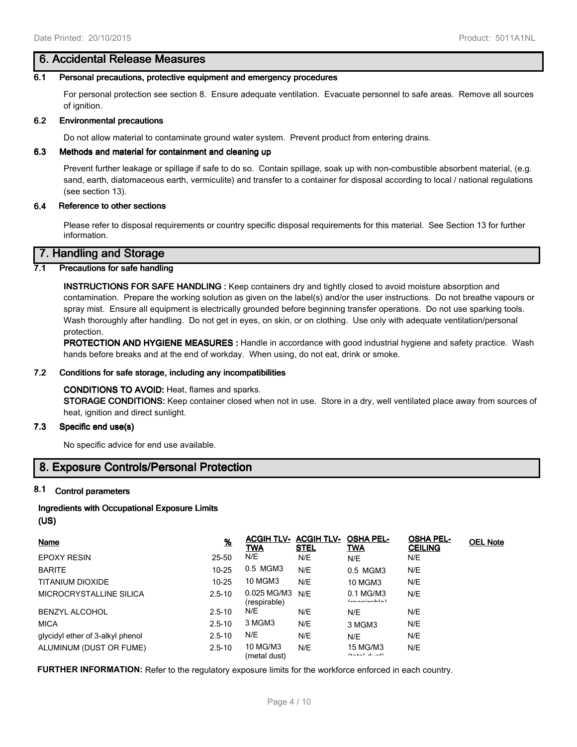## 6. Accidental Release Measures

### 6.1 Personal precautions, protective equipment and emergency procedures

For personal protection see section 8. Ensure adequate ventilation. Evacuate personnel to safe areas. Remove all sources of ignition.

### 6.2 Environmental precautions

Do not allow material to contaminate ground water system. Prevent product from entering drains.

### 6.3 Methods and material for containment and cleaning up

Prevent further leakage or spillage if safe to do so. Contain spillage, soak up with non-combustible absorbent material, (e.g. sand, earth, diatomaceous earth, vermiculite) and transfer to a container for disposal according to local / national regulations (see section 13).

### 6.4 Reference to other sections

Please refer to disposal requirements or country specific disposal requirements for this material. See Section 13 for further information.

## 7. Handling and Storage

### 7.1 Precautions for safe handling

**INSTRUCTIONS FOR SAFE HANDLING :** Keep containers dry and tightly closed to avoid moisture absorption and contamination. Prepare the working solution as given on the label(s) and/or the user instructions. Do not breathe vapours or spray mist. Ensure all equipment is electrically grounded before beginning transfer operations. Do not use sparking tools. Wash thoroughly after handling. Do not get in eyes, on skin, or on clothing. Use only with adequate ventilation/personal protection.

**PROTECTION AND HYGIENE MEASURES :** Handle in accordance with good industrial hygiene and safety practice. Wash hands before breaks and at the end of workday. When using, do not eat, drink or smoke.

### 7.2 Conditions for safe storage, including any incompatibilities

**CONDITIONS TO AVOID:** Heat, flames and sparks.

**STORAGE CONDITIONS:** Keep container closed when not in use. Store in a dry, well ventilated place away from sources of heat, ignition and direct sunlight.

### 7.3 Specific end use(s)

No specific advice for end use available.

## 8. Exposure Controls/Personal Protection

### 8.1 Control parameters

**Ingredients with Occupational Exposure Limits (US)**

| Name | % | ACGIH TLV-TWA | ACGIH TLV-STEL | OSHA PEL-TWA | OSHA PEL-CEILING | OEL Note |
|---|---|---|---|---|---|---|
| EPOXY RESIN | 25-50 | N/E | N/E | N/E | N/E | |
| BARITE | 10-25 | 0.5 MGM3 | N/E | 0.5 MGM3 | N/E | |
| TITANIUM DIOXIDE | 10-25 | 10 MGM3 | N/E | 10 MGM3 | N/E | |
| MICROCRYSTALLINE SILICA | 2.5-10 | 0.025 MG/M3 (respirable) | N/E | 0.1 MG/M3 (respirable) | N/E | |
| BENZYL ALCOHOL | 2.5-10 | N/E | N/E | N/E | N/E | |
| MICA | 2.5-10 | 3 MGM3 | N/E | 3 MGM3 | N/E | |
| glycidyl ether of 3-alkyl phenol | 2.5-10 | N/E | N/E | N/E | N/E | |
| ALUMINUM (DUST OR FUME) | 2.5-10 | 10 MG/M3 (metal dust) | N/E | 15 MG/M3 (total dust) | N/E | |

**FURTHER INFORMATION:** Refer to the regulatory exposure limits for the workforce enforced in each country.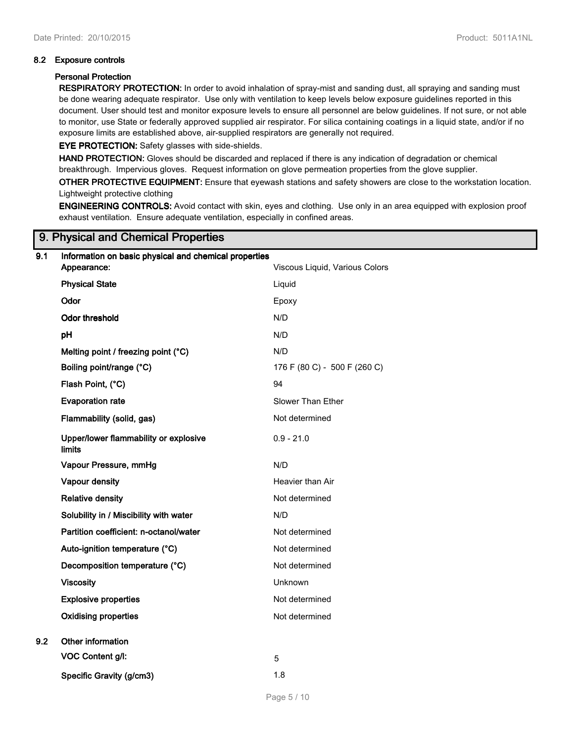### 8.2 Exposure controls

**Personal Protection**

**RESPIRATORY PROTECTION:** In order to avoid inhalation of spray-mist and sanding dust, all spraying and sanding must be done wearing adequate respirator. Use only with ventilation to keep levels below exposure guidelines reported in this document. User should test and monitor exposure levels to ensure all personnel are below guidelines. If not sure, or not able to monitor, use State or federally approved supplied air respirator. For silica containing coatings in a liquid state, and/or if no exposure limits are established above, air-supplied respirators are generally not required.

**EYE PROTECTION:** Safety glasses with side-shields.

**HAND PROTECTION:** Gloves should be discarded and replaced if there is any indication of degradation or chemical breakthrough. Impervious gloves. Request information on glove permeation properties from the glove supplier.

**OTHER PROTECTIVE EQUIPMENT:** Ensure that eyewash stations and safety showers are close to the workstation location. Lightweight protective clothing

**ENGINEERING CONTROLS:** Avoid contact with skin, eyes and clothing. Use only in an area equipped with explosion proof exhaust ventilation. Ensure adequate ventilation, especially in confined areas.

## 9. Physical and Chemical Properties

### 9.1 Information on basic physical and chemical properties

| Property | Value |
|---|---|
| **Appearance:** | Viscous Liquid, Various Colors |
| **Physical State** | Liquid |
| **Odor** | Epoxy |
| **Odor threshold** | N/D |
| **pH** | N/D |
| **Melting point / freezing point (°C)** | N/D |
| **Boiling point/range (°C)** | 176 F (80 C) - 500 F (260 C) |
| **Flash Point, (°C)** | 94 |
| **Evaporation rate** | Slower Than Ether |
| **Flammability (solid, gas)** | Not determined |
| **Upper/lower flammability or explosive limits** | 0.9 - 21.0 |
| **Vapour Pressure, mmHg** | N/D |
| **Vapour density** | Heavier than Air |
| **Relative density** | Not determined |
| **Solubility in / Miscibility with water** | N/D |
| **Partition coefficient: n-octanol/water** | Not determined |
| **Auto-ignition temperature (°C)** | Not determined |
| **Decomposition temperature (°C)** | Not determined |
| **Viscosity** | Unknown |
| **Explosive properties** | Not determined |
| **Oxidising properties** | Not determined |

### 9.2 Other information

| Property | Value |
|---|---|
| **VOC Content g/l:** | 5 |
| **Specific Gravity (g/cm3)** | 1.8 |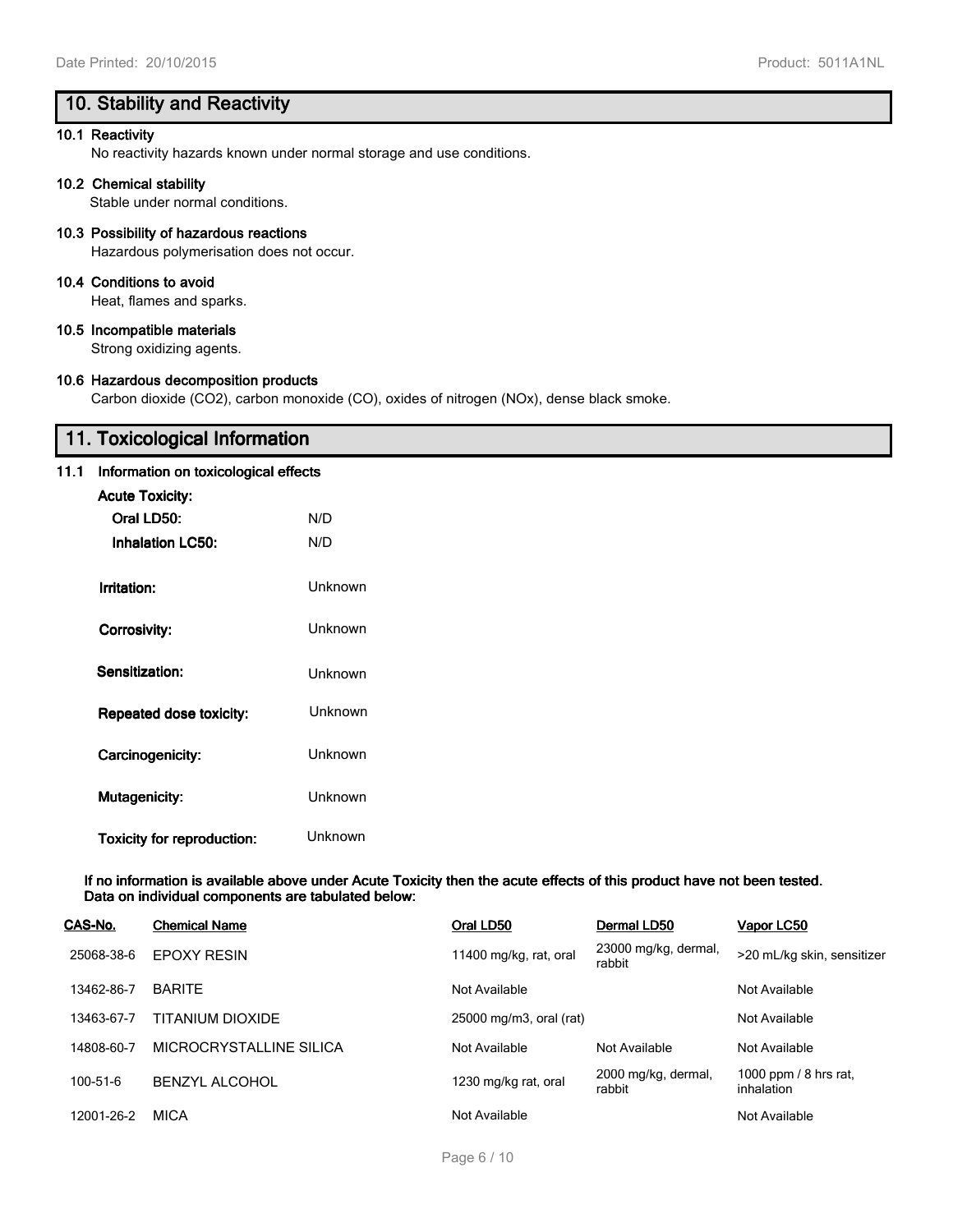## 10. Stability and Reactivity

**10.1 Reactivity**

No reactivity hazards known under normal storage and use conditions.

**10.2 Chemical stability**

Stable under normal conditions.

**10.3 Possibility of hazardous reactions**

Hazardous polymerisation does not occur.

**10.4 Conditions to avoid**

Heat, flames and sparks.

**10.5 Incompatible materials**

Strong oxidizing agents.

**10.6 Hazardous decomposition products**

Carbon dioxide ($CO_2$), carbon monoxide (CO), oxides of nitrogen (NOx), dense black smoke.

## 11. Toxicological Information

**11.1 Information on toxicological effects**

**Acute Toxicity:**

| | |
|---|---|
| **Oral LD50:** | N/D |
| **Inhalation LC50:** | N/D |
| **Irritation:** | Unknown |
| **Corrosivity:** | Unknown |
| **Sensitization:** | Unknown |
| **Repeated dose toxicity:** | Unknown |
| **Carcinogenicity:** | Unknown |
| **Mutagenicity:** | Unknown |
| **Toxicity for reproduction:** | Unknown |

**If no information is available above under Acute Toxicity then the acute effects of this product have not been tested.**
**Data on individual components are tabulated below:**

| CAS-No. | Chemical Name | Oral LD50 | Dermal LD50 | Vapor LC50 |
|---|---|---|---|---|
| 25068-38-6 | EPOXY RESIN | 11400 mg/kg, rat, oral | 23000 mg/kg, dermal, rabbit | >20 mL/kg skin, sensitizer |
| 13462-86-7 | BARITE | Not Available | | Not Available |
| 13463-67-7 | TITANIUM DIOXIDE | 25000 mg/m3, oral (rat) | | Not Available |
| 14808-60-7 | MICROCRYSTALLINE SILICA | Not Available | Not Available | Not Available |
| 100-51-6 | BENZYL ALCOHOL | 1230 mg/kg rat, oral | 2000 mg/kg, dermal, rabbit | 1000 ppm / 8 hrs rat, inhalation |
| 12001-26-2 | MICA | Not Available | | Not Available |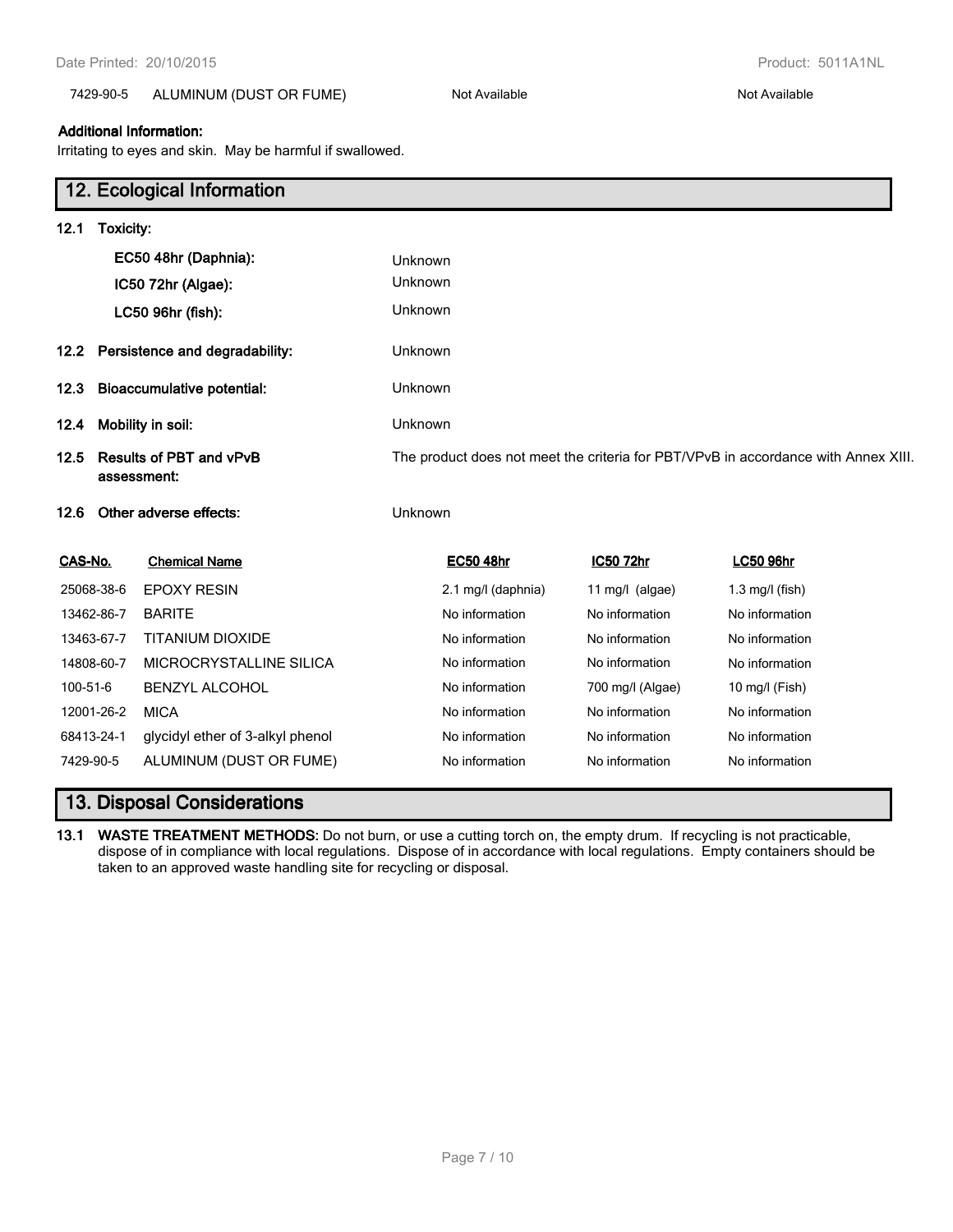| | | | |
|---|---|---|---|
| 7429-90-5 | ALUMINUM (DUST OR FUME) | Not Available | Not Available |

**Additional Information:**

Irritating to eyes and skin. May be harmful if swallowed.

## 12. Ecological Information

**12.1 Toxicity:**

| | |
|---|---|
| **EC50 48hr (Daphnia):** | Unknown |
| **IC50 72hr (Algae):** | Unknown |
| **LC50 96hr (fish):** | Unknown |

**12.2 Persistence and degradability:** Unknown

**12.3 Bioaccumulative potential:** Unknown

**12.4 Mobility in soil:** Unknown

**12.5 Results of PBT and vPvB assessment:** The product does not meet the criteria for PBT/VPvB in accordance with Annex XIII.

**12.6 Other adverse effects:** Unknown

| CAS-No. | Chemical Name | EC50 48hr | IC50 72hr | LC50 96hr |
|---|---|---|---|---|
| 25068-38-6 | EPOXY RESIN | 2.1 mg/l (daphnia) | 11 mg/l (algae) | 1.3 mg/l (fish) |
| 13462-86-7 | BARITE | No information | No information | No information |
| 13463-67-7 | TITANIUM DIOXIDE | No information | No information | No information |
| 14808-60-7 | MICROCRYSTALLINE SILICA | No information | No information | No information |
| 100-51-6 | BENZYL ALCOHOL | No information | 700 mg/l (Algae) | 10 mg/l (Fish) |
| 12001-26-2 | MICA | No information | No information | No information |
| 68413-24-1 | glycidyl ether of 3-alkyl phenol | No information | No information | No information |
| 7429-90-5 | ALUMINUM (DUST OR FUME) | No information | No information | No information |

## 13. Disposal Considerations

**13.1 WASTE TREATMENT METHODS:** Do not burn, or use a cutting torch on, the empty drum. If recycling is not practicable, dispose of in compliance with local regulations. Dispose of in accordance with local regulations. Empty containers should be taken to an approved waste handling site for recycling or disposal.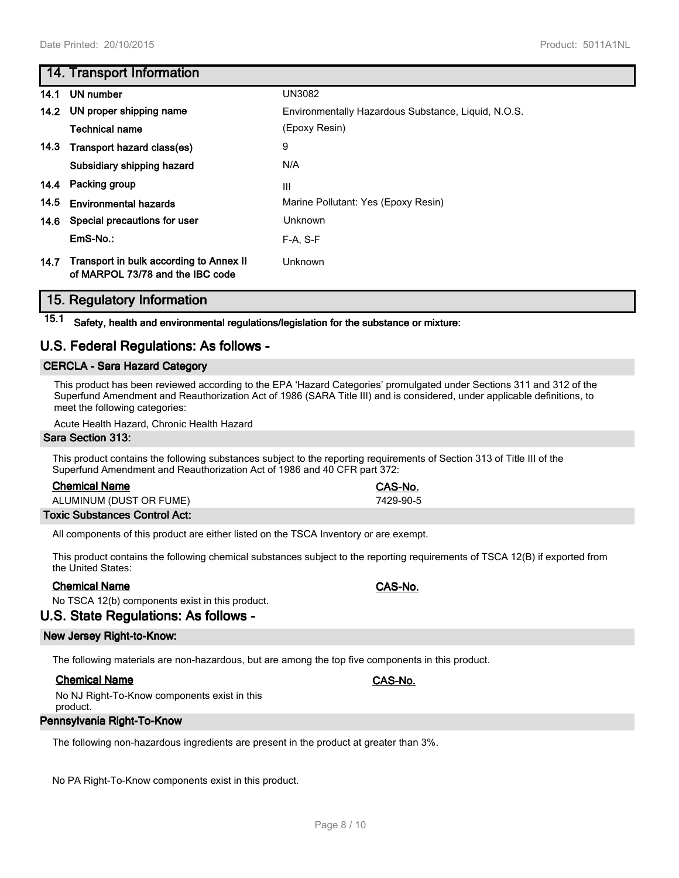## 14. Transport Information

| | | |
|---|---|---|
| 14.1 | UN number | UN3082 |
| 14.2 | UN proper shipping name | Environmentally Hazardous Substance, Liquid, N.O.S. |
| | Technical name | (Epoxy Resin) |
| 14.3 | Transport hazard class(es) | 9 |
| | Subsidiary shipping hazard | N/A |
| 14.4 | Packing group | III |
| 14.5 | Environmental hazards | Marine Pollutant: Yes (Epoxy Resin) |
| 14.6 | Special precautions for user | Unknown |
| | EmS-No.: | F-A, S-F |
| 14.7 | Transport in bulk according to Annex II of MARPOL 73/78 and the IBC code | Unknown |

## 15. Regulatory Information

**15.1 Safety, health and environmental regulations/legislation for the substance or mixture:**

## U.S. Federal Regulations: As follows -

### CERCLA - Sara Hazard Category

This product has been reviewed according to the EPA 'Hazard Categories' promulgated under Sections 311 and 312 of the Superfund Amendment and Reauthorization Act of 1986 (SARA Title III) and is considered, under applicable definitions, to meet the following categories:

Acute Health Hazard, Chronic Health Hazard

### Sara Section 313:

This product contains the following substances subject to the reporting requirements of Section 313 of Title III of the Superfund Amendment and Reauthorization Act of 1986 and 40 CFR part 372:

| Chemical Name | CAS-No. |
|---|---|
| ALUMINUM (DUST OR FUME) | 7429-90-5 |

### Toxic Substances Control Act:

All components of this product are either listed on the TSCA Inventory or are exempt.

This product contains the following chemical substances subject to the reporting requirements of TSCA 12(B) if exported from the United States:

| Chemical Name | CAS-No. |
|---|---|
| No TSCA 12(b) components exist in this product. | |

## U.S. State Regulations: As follows -

### New Jersey Right-to-Know:

The following materials are non-hazardous, but are among the top five components in this product.

| Chemical Name | CAS-No. |
|---|---|
| No NJ Right-To-Know components exist in this product. | |

### Pennsylvania Right-To-Know

The following non-hazardous ingredients are present in the product at greater than 3%.

No PA Right-To-Know components exist in this product.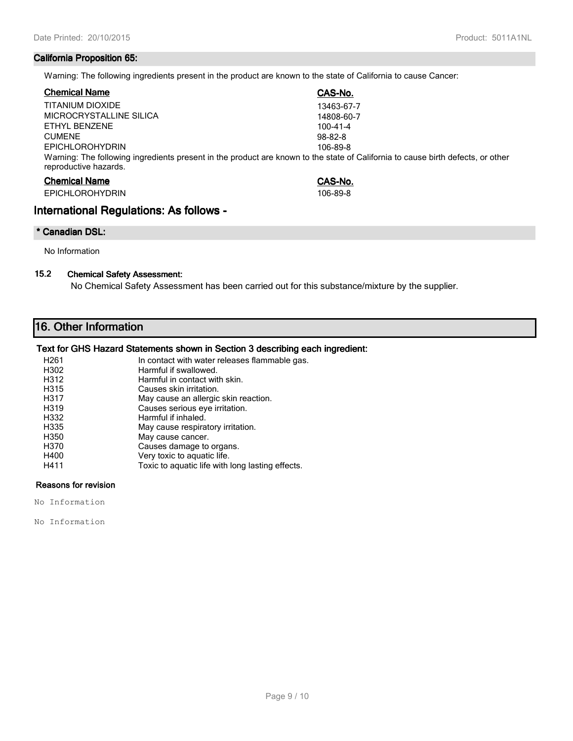**California Proposition 65:**

Warning: The following ingredients present in the product are known to the state of California to cause Cancer:

| Chemical Name | CAS-No. |
|---|---|
| TITANIUM DIOXIDE | 13463-67-7 |
| MICROCRYSTALLINE SILICA | 14808-60-7 |
| ETHYL BENZENE | 100-41-4 |
| CUMENE | 98-82-8 |
| EPICHLOROHYDRIN | 106-89-8 |

Warning: The following ingredients present in the product are known to the state of California to cause birth defects, or other reproductive hazards.

| Chemical Name | CAS-No. |
|---|---|
| EPICHLOROHYDRIN | 106-89-8 |

## International Regulations: As follows -

**\* Canadian DSL:**

No Information

**15.2 Chemical Safety Assessment:**

No Chemical Safety Assessment has been carried out for this substance/mixture by the supplier.

## 16. Other Information

**Text for GHS Hazard Statements shown in Section 3 describing each ingredient:**

| | |
|---|---|
| H261 | In contact with water releases flammable gas. |
| H302 | Harmful if swallowed. |
| H312 | Harmful in contact with skin. |
| H315 | Causes skin irritation. |
| H317 | May cause an allergic skin reaction. |
| H319 | Causes serious eye irritation. |
| H332 | Harmful if inhaled. |
| H335 | May cause respiratory irritation. |
| H350 | May cause cancer. |
| H370 | Causes damage to organs. |
| H400 | Very toxic to aquatic life. |
| H411 | Toxic to aquatic life with long lasting effects. |

**Reasons for revision**

No Information

No Information